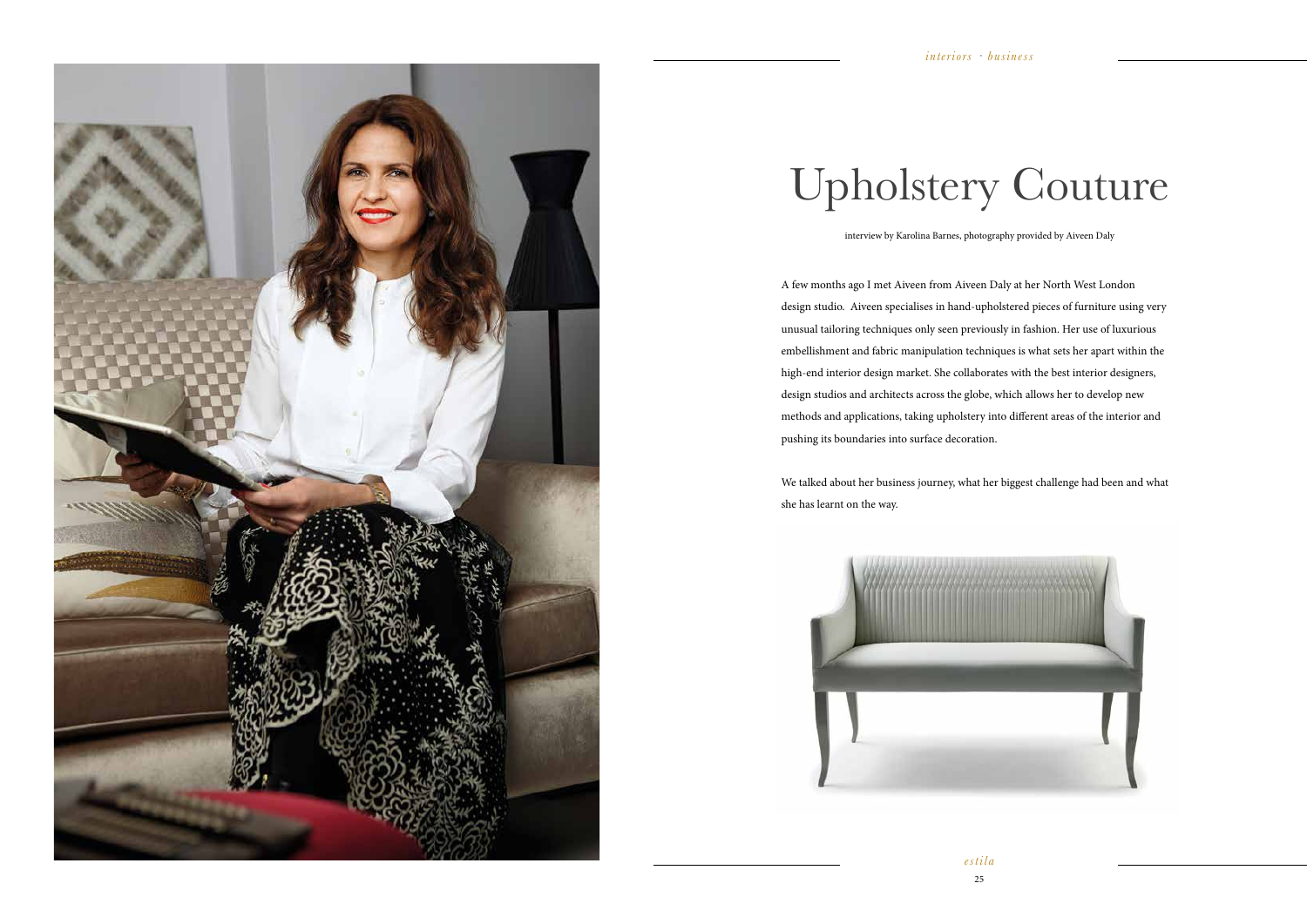# Upholstery Couture

interview by Karolina Barnes, photography provided by Aiveen Daly

A few months ago I met Aiveen from Aiveen Daly at her North West London design studio. Aiveen specialises in hand-upholstered pieces of furniture using very unusual tailoring techniques only seen previously in fashion. Her use of luxurious embellishment and fabric manipulation techniques is what sets her apart within the high-end interior design market. She collaborates with the best interior designers, design studios and architects across the globe, which allows her to develop new methods and applications, taking upholstery into different areas of the interior and pushing its boundaries into surface decoration.

We talked about her business journey, what her biggest challenge had been and what she has learnt on the way.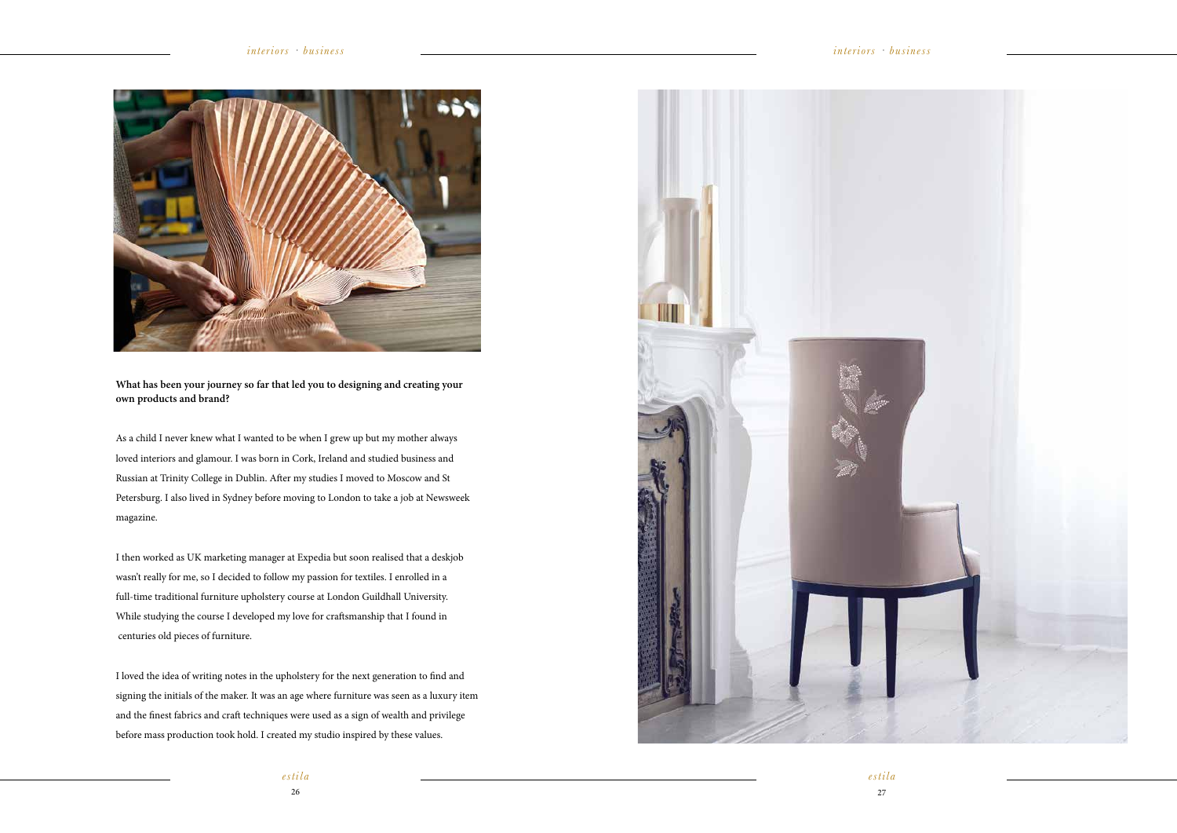**What has been your journey so far that led you to designing and creating your own products and brand?**

As a child I never knew what I wanted to be when I grew up but my mother always loved interiors and glamour. I was born in Cork, Ireland and studied business and Russian at Trinity College in Dublin. After my studies I moved to Moscow and St Petersburg. I also lived in Sydney before moving to London to take a job at Newsweek magazine.

I then worked as UK marketing manager at Expedia but soon realised that a deskjob wasn't really for me, so I decided to follow my passion for textiles. I enrolled in a full-time traditional furniture upholstery course at London Guildhall University. While studying the course I developed my love for craftsmanship that I found in centuries old pieces of furniture.

I loved the idea of writing notes in the upholstery for the next generation to find and signing the initials of the maker. It was an age where furniture was seen as a luxury item and the finest fabrics and craft techniques were used as a sign of wealth and privilege before mass production took hold. I created my studio inspired by these values.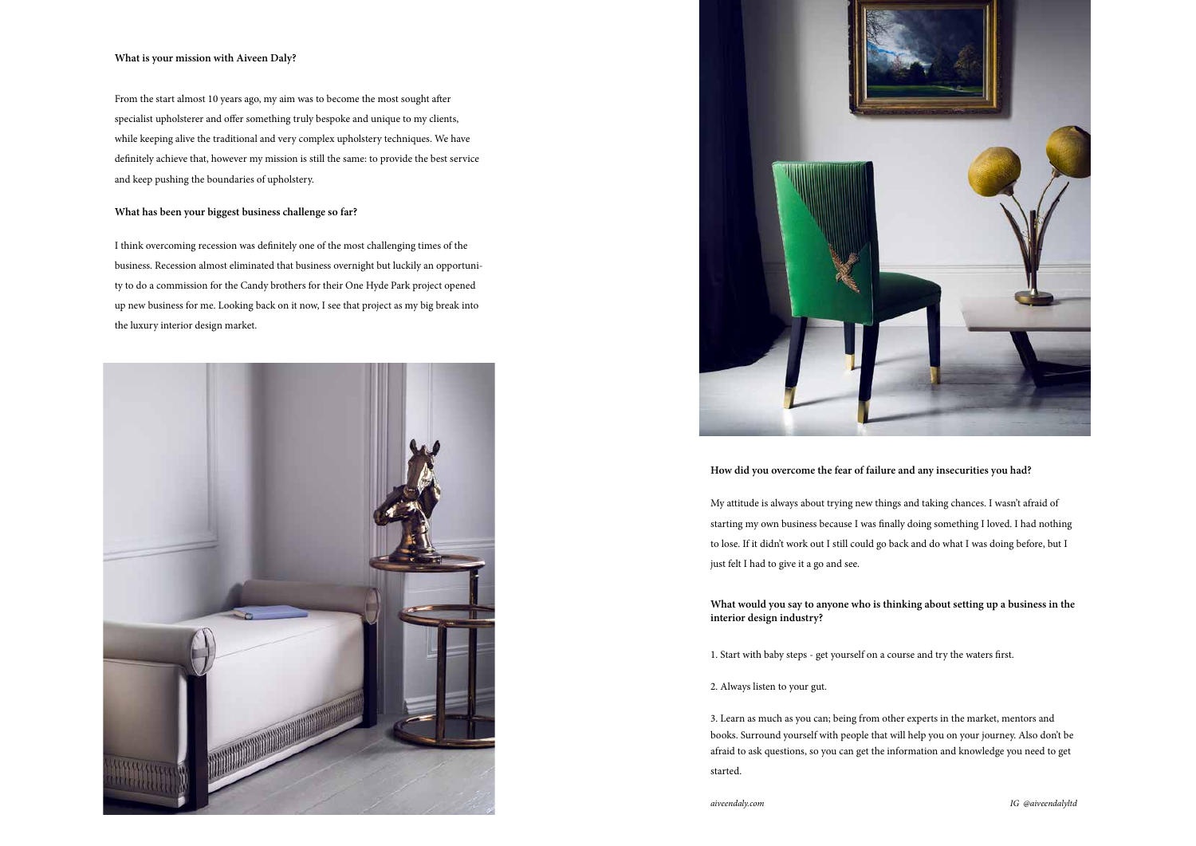**What is your mission with Aiveen Daly?**

From the start almost 10 years ago, my aim was to become the most sought after specialist upholsterer and offer something truly bespoke and unique to my clients, while keeping alive the traditional and very complex upholstery techniques. We have definitely achieve that, however my mission is still the same: to provide the best service and keep pushing the boundaries of upholstery.

**What has been your biggest business challenge so far?**

I think overcoming recession was definitely one of the most challenging times of the business. Recession almost eliminated that business overnight but luckily an opportunity to do a commission for the Candy brothers for their One Hyde Park project opened up new business for me. Looking back on it now, I see that project as my big break into the luxury interior design market.

**How did you overcome the fear of failure and any insecurities you had?**

My attitude is always about trying new things and taking chances. I wasn't afraid of starting my own business because I was finally doing something I loved. I had nothing to lose. If it didn't work out I still could go back and do what I was doing before, but I just felt I had to give it a go and see.

**What would you say to anyone who is thinking about setting up a business in the interior design industry?**

1. Start with baby steps - get yourself on a course and try the waters first.

2. Always listen to your gut.

3. Learn as much as you can; being from other experts in the market, mentors and books. Surround yourself with people that will help you on your journey. Also don't be afraid to ask questions, so you can get the information and knowledge you need to get started.

*aiveendaly.com* *IG @aiveendalyltd*